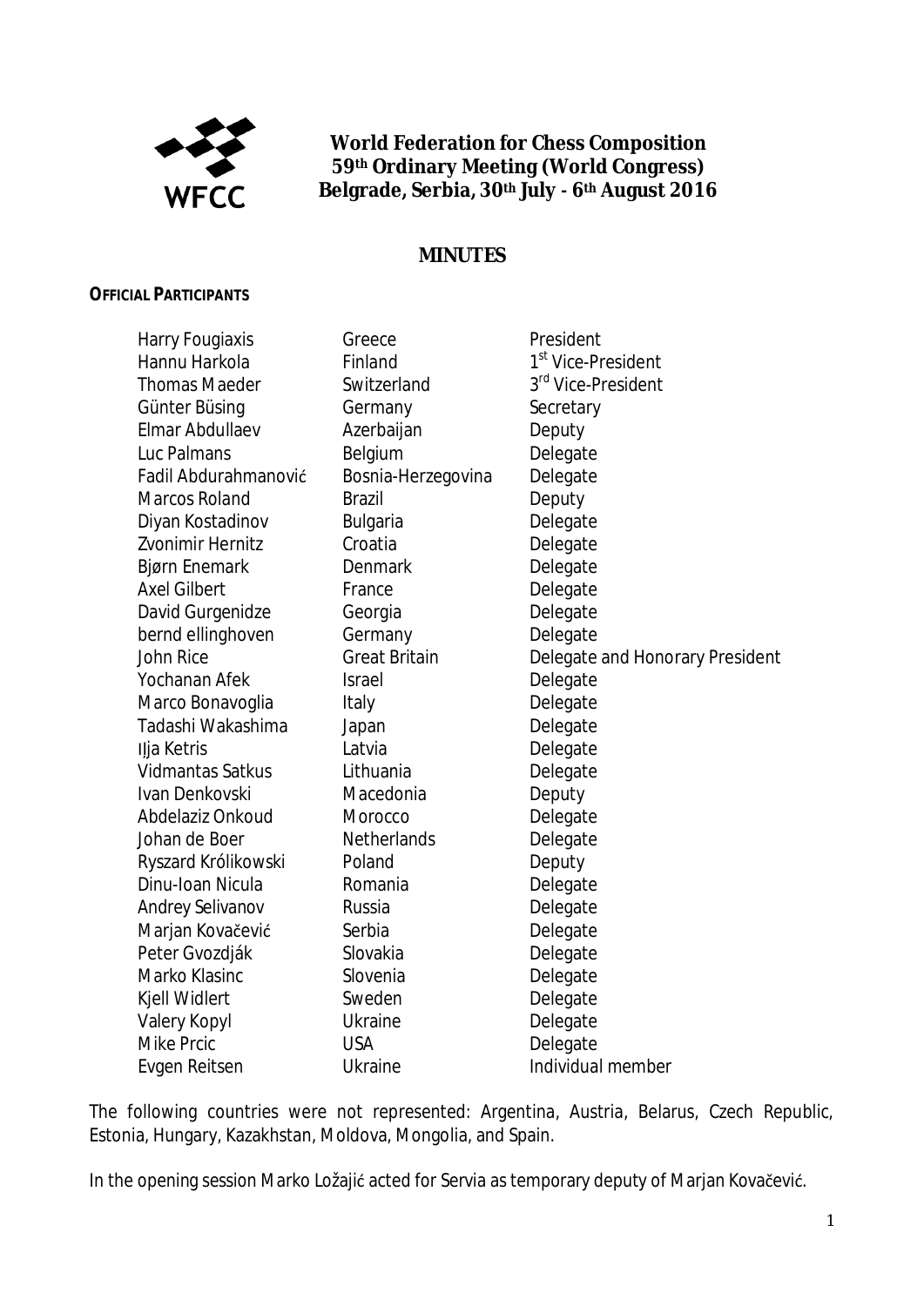# World Federation for Chess Composition
## 59th Ordinary Meeting (World Congress)
## Belgrade, Serbia, 30th July - 6th August 2016

## MINUTES

**OFFICIAL PARTICIPANTS**

| | | |
|---|---|---|
| Harry Fougiaxis | Greece | President |
| Hannu Harkola | Finland | 1st Vice-President |
| Thomas Maeder | Switzerland | 3rd Vice-President |
| Günter Büsing | Germany | Secretary |
| Elmar Abdullaev | Azerbaijan | Deputy |
| Luc Palmans | Belgium | Delegate |
| Fadil Abdurahmanović | Bosnia-Herzegovina | Delegate |
| Marcos Roland | Brazil | Deputy |
| Diyan Kostadinov | Bulgaria | Delegate |
| Zvonimir Hernitz | Croatia | Delegate |
| Bjørn Enemark | Denmark | Delegate |
| Axel Gilbert | France | Delegate |
| David Gurgenidze | Georgia | Delegate |
| bernd ellinghoven | Germany | Delegate |
| John Rice | Great Britain | Delegate and Honorary President |
| Yochanan Afek | Israel | Delegate |
| Marco Bonavoglia | Italy | Delegate |
| Tadashi Wakashima | Japan | Delegate |
| Ilja Ketris | Latvia | Delegate |
| Vidmantas Satkus | Lithuania | Delegate |
| Ivan Denkovski | Macedonia | Deputy |
| Abdelaziz Onkoud | Morocco | Delegate |
| Johan de Boer | Netherlands | Delegate |
| Ryszard Królikowski | Poland | Deputy |
| Dinu-Ioan Nicula | Romania | Delegate |
| Andrey Selivanov | Russia | Delegate |
| Marjan Kovačević | Serbia | Delegate |
| Peter Gvozdják | Slovakia | Delegate |
| Marko Klasinc | Slovenia | Delegate |
| Kjell Widlert | Sweden | Delegate |
| Valery Kopyl | Ukraine | Delegate |
| Mike Prcic | USA | Delegate |
| Evgen Reitsen | Ukraine | Individual member |

The following countries were not represented: Argentina, Austria, Belarus, Czech Republic, Estonia, Hungary, Kazakhstan, Moldova, Mongolia, and Spain.

In the opening session Marko Ložajić acted for Servia as temporary deputy of Marjan Kovačević.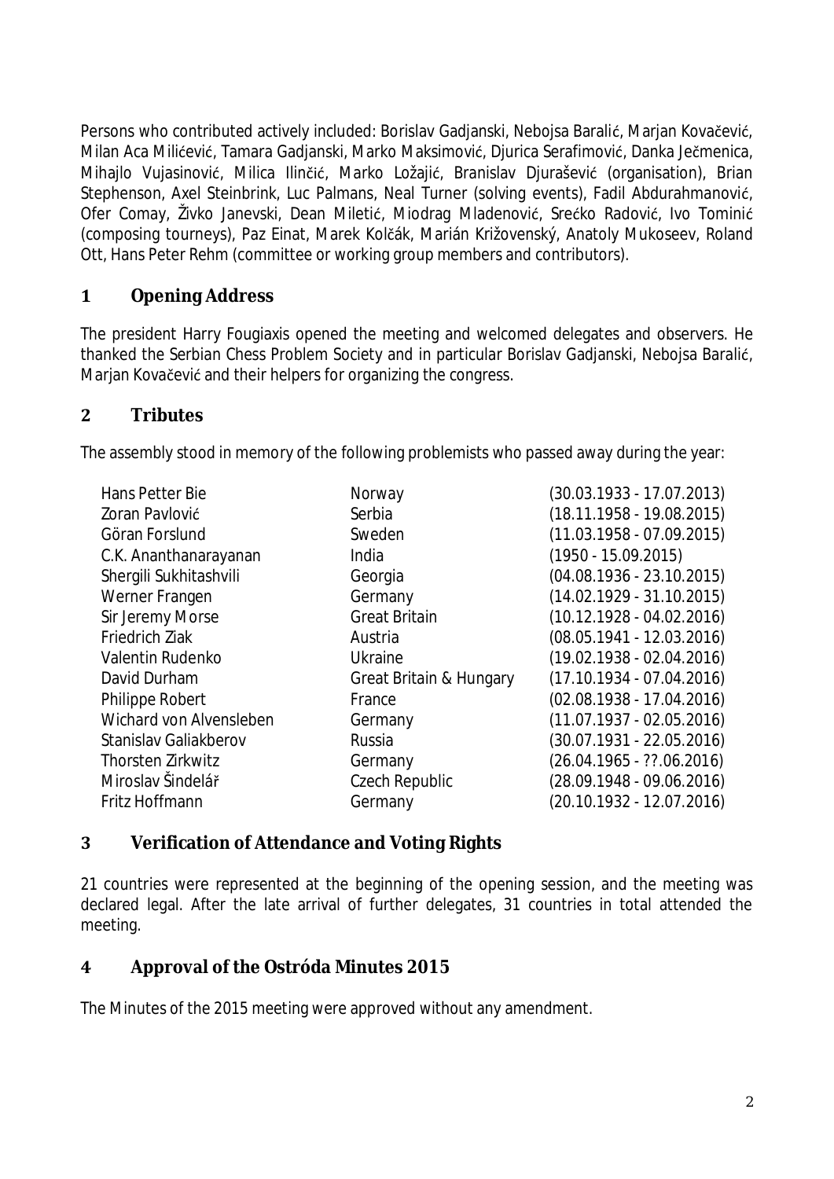Persons who contributed actively included: Borislav Gadjanski, Nebojsa Baralić, Marjan Kovačević, Milan Aca Milićević, Tamara Gadjanski, Marko Maksimović, Djurica Serafimović, Danka Ječmenica, Mihajlo Vujasinović, Milica Ilinčić, Marko Ložajić, Branislav Djurašević (organisation), Brian Stephenson, Axel Steinbrink, Luc Palmans, Neal Turner (solving events), Fadil Abdurahmanović, Ofer Comay, Živko Janevski, Dean Miletić, Miodrag Mladenović, Srećko Radović, Ivo Tominić (composing tourneys), Paz Einat, Marek Kolčák, Marián Križovenský, Anatoly Mukoseev, Roland Ott, Hans Peter Rehm (committee or working group members and contributors).

## 1 Opening Address

The president Harry Fougiaxis opened the meeting and welcomed delegates and observers. He thanked the Serbian Chess Problem Society and in particular Borislav Gadjanski, Nebojsa Baralić, Marjan Kovačević and their helpers for organizing the congress.

## 2 Tributes

The assembly stood in memory of the following problemists who passed away during the year:

| | | |
|---|---|---|
| Hans Petter Bie | Norway | (30.03.1933 - 17.07.2013) |
| Zoran Pavlović | Serbia | (18.11.1958 - 19.08.2015) |
| Göran Forslund | Sweden | (11.03.1958 - 07.09.2015) |
| C.K. Ananthanarayanan | India | (1950 - 15.09.2015) |
| Shergili Sukhitashvili | Georgia | (04.08.1936 - 23.10.2015) |
| Werner Frangen | Germany | (14.02.1929 - 31.10.2015) |
| Sir Jeremy Morse | Great Britain | (10.12.1928 - 04.02.2016) |
| Friedrich Ziak | Austria | (08.05.1941 - 12.03.2016) |
| Valentin Rudenko | Ukraine | (19.02.1938 - 02.04.2016) |
| David Durham | Great Britain & Hungary | (17.10.1934 - 07.04.2016) |
| Philippe Robert | France | (02.08.1938 - 17.04.2016) |
| Wichard von Alvensleben | Germany | (11.07.1937 - 02.05.2016) |
| Stanislav Galiakberov | Russia | (30.07.1931 - 22.05.2016) |
| Thorsten Zirkwitz | Germany | (26.04.1965 - ??.06.2016) |
| Miroslav Šindelář | Czech Republic | (28.09.1948 - 09.06.2016) |
| Fritz Hoffmann | Germany | (20.10.1932 - 12.07.2016) |

## 3 Verification of Attendance and Voting Rights

21 countries were represented at the beginning of the opening session, and the meeting was declared legal. After the late arrival of further delegates, 31 countries in total attended the meeting.

## 4 Approval of the Ostróda Minutes 2015

The Minutes of the 2015 meeting were approved without any amendment.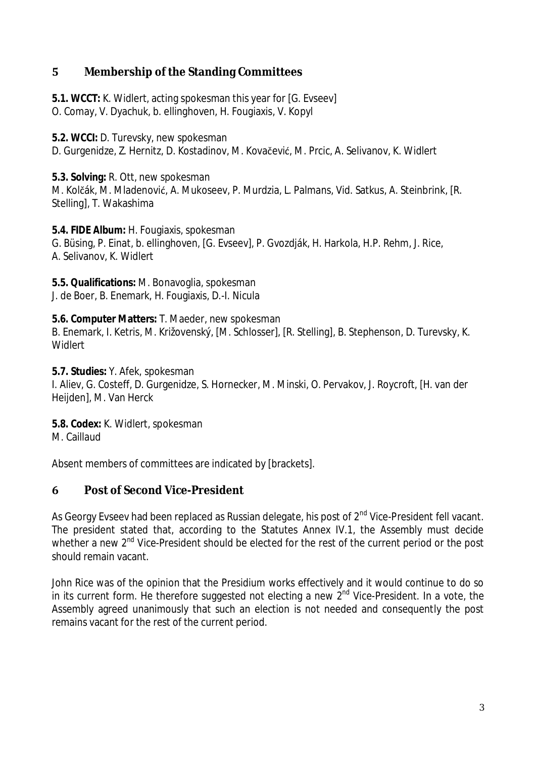## 5 Membership of the Standing Committees

**5.1. WCCT:** K. Widlert, acting spokesman this year for [G. Evseev]
O. Comay, V. Dyachuk, b. ellinghoven, H. Fougiaxis, V. Kopyl

**5.2. WCCI:** D. Turevsky, new spokesman
D. Gurgenidze, Z. Hernitz, D. Kostadinov, M. Kovačević, M. Prcic, A. Selivanov, K. Widlert

**5.3. Solving:** R. Ott, new spokesman
M. Kolčák, M. Mladenović, A. Mukoseev, P. Murdzia, L. Palmans, Vid. Satkus, A. Steinbrink, [R. Stelling], T. Wakashima

**5.4. FIDE Album:** H. Fougiaxis, spokesman
G. Büsing, P. Einat, b. ellinghoven, [G. Evseev], P. Gvozdják, H. Harkola, H.P. Rehm, J. Rice, A. Selivanov, K. Widlert

**5.5. Qualifications:** M. Bonavoglia, spokesman
J. de Boer, B. Enemark, H. Fougiaxis, D.-I. Nicula

**5.6. Computer Matters:** T. Maeder, new spokesman
B. Enemark, I. Ketris, M. Križovenský, [M. Schlosser], [R. Stelling], B. Stephenson, D. Turevsky, K. Widlert

**5.7. Studies:** Y. Afek, spokesman
I. Aliev, G. Costeff, D. Gurgenidze, S. Hornecker, M. Minski, O. Pervakov, J. Roycroft, [H. van der Heijden], M. Van Herck

**5.8. Codex:** K. Widlert, spokesman
M. Caillaud

Absent members of committees are indicated by [brackets].

## 6 Post of Second Vice-President

As Georgy Evseev had been replaced as Russian delegate, his post of 2nd Vice-President fell vacant. The president stated that, according to the Statutes Annex IV.1, the Assembly must decide whether a new 2nd Vice-President should be elected for the rest of the current period or the post should remain vacant.

John Rice was of the opinion that the Presidium works effectively and it would continue to do so in its current form. He therefore suggested not electing a new 2nd Vice-President. In a vote, the Assembly agreed unanimously that such an election is not needed and consequently the post remains vacant for the rest of the current period.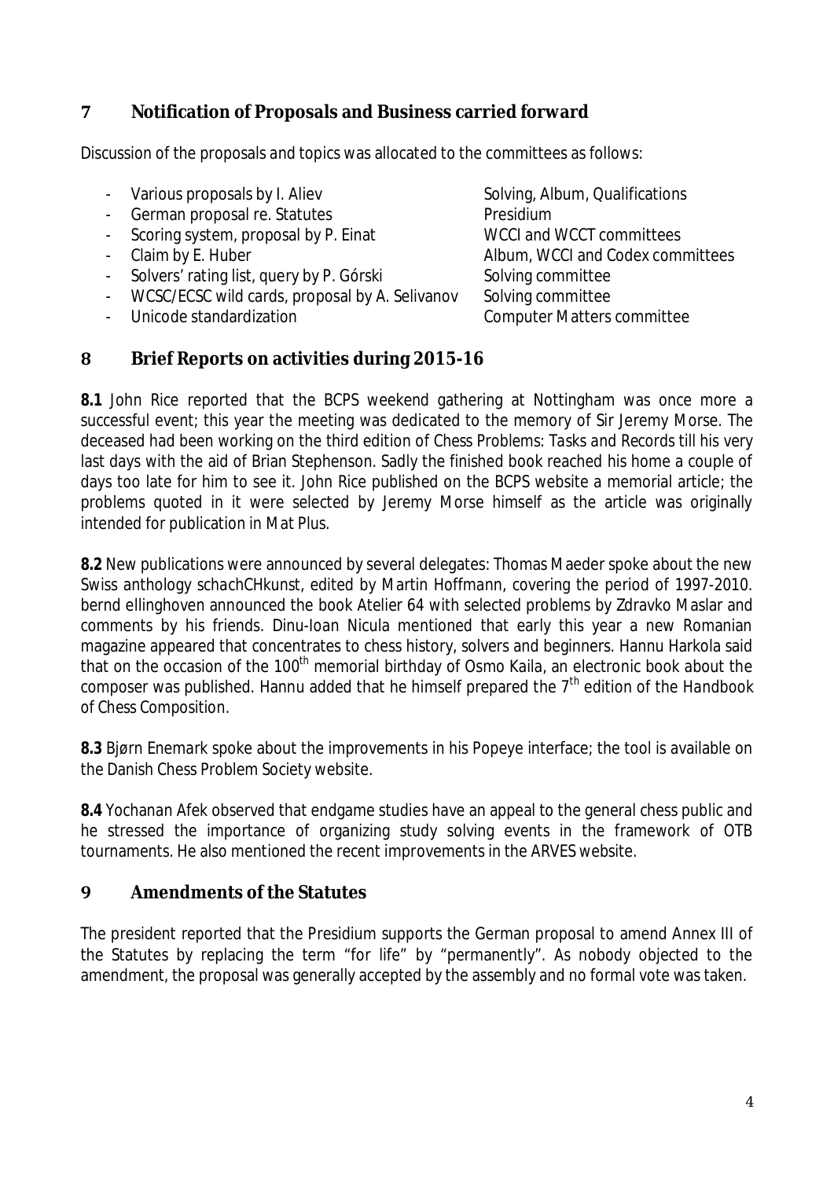## 7 Notification of Proposals and Business carried forward

Discussion of the proposals and topics was allocated to the committees as follows:

| | |
|---|---|
| - Various proposals by I. Aliev | Solving, Album, Qualifications |
| - German proposal re. Statutes | Presidium |
| - Scoring system, proposal by P. Einat | WCCI and WCCT committees |
| - Claim by E. Huber | Album, WCCI and Codex committees |
| - Solvers' rating list, query by P. Górski | Solving committee |
| - WCSC/ECSC wild cards, proposal by A. Selivanov | Solving committee |
| - Unicode standardization | Computer Matters committee |

## 8 Brief Reports on activities during 2015-16

**8.1** John Rice reported that the BCPS weekend gathering at Nottingham was once more a successful event; this year the meeting was dedicated to the memory of Sir Jeremy Morse. The deceased had been working on the third edition of *Chess Problems: Tasks and Records* till his very last days with the aid of Brian Stephenson. Sadly the finished book reached his home a couple of days too late for him to see it. John Rice published on the BCPS website a memorial article; the problems quoted in it were selected by Jeremy Morse himself as the article was originally intended for publication in Mat Plus.

**8.2** New publications were announced by several delegates: Thomas Maeder spoke about the new Swiss anthology *schachCHkunst*, edited by Martin Hoffmann, covering the period of 1997-2010. bernd ellinghoven announced the book Atelier 64 with selected problems by Zdravko Maslar and comments by his friends. Dinu-Ioan Nicula mentioned that early this year a new Romanian magazine appeared that concentrates to chess history, solvers and beginners. Hannu Harkola said that on the occasion of the 100th memorial birthday of Osmo Kaila, an electronic book about the composer was published. Hannu added that he himself prepared the 7th edition of the *Handbook of Chess Composition*.

**8.3** Bjørn Enemark spoke about the improvements in his Popeye interface; the tool is available on the Danish Chess Problem Society website.

**8.4** Yochanan Afek observed that endgame studies have an appeal to the general chess public and he stressed the importance of organizing study solving events in the framework of OTB tournaments. He also mentioned the recent improvements in the ARVES website.

## 9 Amendments of the Statutes

The president reported that the Presidium supports the German proposal to amend Annex III of the Statutes by replacing the term "for life" by "permanently". As nobody objected to the amendment, the proposal was generally accepted by the assembly and no formal vote was taken.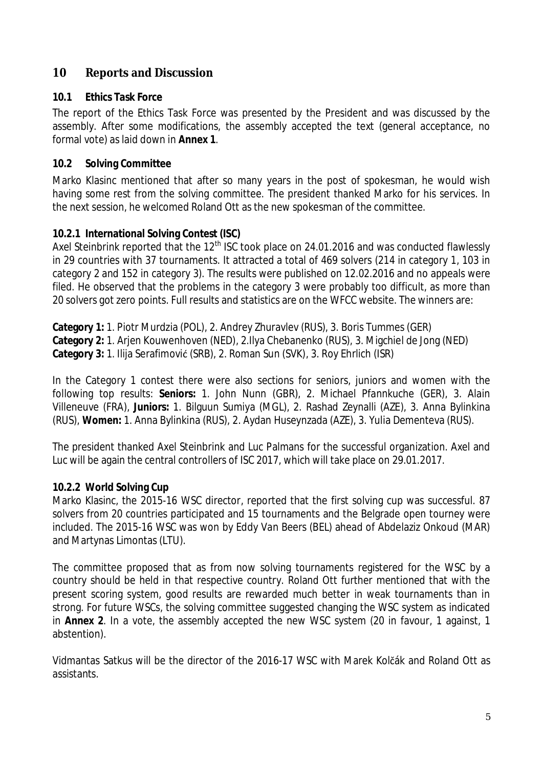## 10 Reports and Discussion

### 10.1 Ethics Task Force

The report of the Ethics Task Force was presented by the President and was discussed by the assembly. After some modifications, the assembly accepted the text (general acceptance, no formal vote) as laid down in **Annex 1**.

### 10.2 Solving Committee

Marko Klasinc mentioned that after so many years in the post of spokesman, he would wish having some rest from the solving committee. The president thanked Marko for his services. In the next session, he welcomed Roland Ott as the new spokesman of the committee.

#### 10.2.1 International Solving Contest (ISC)

Axel Steinbrink reported that the 12th ISC took place on 24.01.2016 and was conducted flawlessly in 29 countries with 37 tournaments. It attracted a total of 469 solvers (214 in category 1, 103 in category 2 and 152 in category 3). The results were published on 12.02.2016 and no appeals were filed. He observed that the problems in the category 3 were probably too difficult, as more than 20 solvers got zero points. Full results and statistics are on the WFCC website. The winners are:

**Category 1:** 1. Piotr Murdzia (POL), 2. Andrey Zhuravlev (RUS), 3. Boris Tummes (GER)
**Category 2:** 1. Arjen Kouwenhoven (NED), 2.Ilya Chebanenko (RUS), 3. Migchiel de Jong (NED)
**Category 3:** 1. Ilija Serafimović (SRB), 2. Roman Sun (SVK), 3. Roy Ehrlich (ISR)

In the Category 1 contest there were also sections for seniors, juniors and women with the following top results: **Seniors:** 1. John Nunn (GBR), 2. Michael Pfannkuche (GER), 3. Alain Villeneuve (FRA), **Juniors:** 1. Bilguun Sumiya (MGL), 2. Rashad Zeynalli (AZE), 3. Anna Bylinkina (RUS), **Women:** 1. Anna Bylinkina (RUS), 2. Aydan Huseynzada (AZE), 3. Yulia Dementeva (RUS).

The president thanked Axel Steinbrink and Luc Palmans for the successful organization. Axel and Luc will be again the central controllers of ISC 2017, which will take place on 29.01.2017.

#### 10.2.2 World Solving Cup

Marko Klasinc, the 2015-16 WSC director, reported that the first solving cup was successful. 87 solvers from 20 countries participated and 15 tournaments and the Belgrade open tourney were included. The 2015-16 WSC was won by Eddy Van Beers (BEL) ahead of Abdelaziz Onkoud (MAR) and Martynas Limontas (LTU).

The committee proposed that as from now solving tournaments registered for the WSC by a country should be held in that respective country. Roland Ott further mentioned that with the present scoring system, good results are rewarded much better in weak tournaments than in strong. For future WSCs, the solving committee suggested changing the WSC system as indicated in **Annex 2**. In a vote, the assembly accepted the new WSC system (20 in favour, 1 against, 1 abstention).

Vidmantas Satkus will be the director of the 2016-17 WSC with Marek Kolčák and Roland Ott as assistants.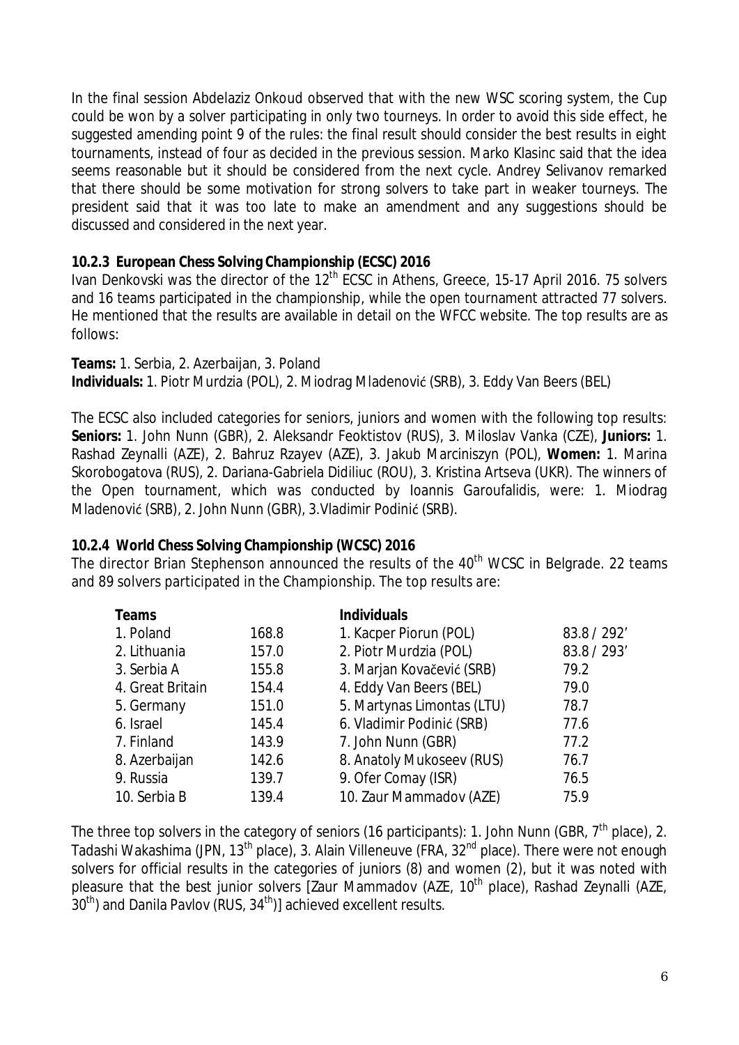In the final session Abdelaziz Onkoud observed that with the new WSC scoring system, the Cup could be won by a solver participating in only two tourneys. In order to avoid this side effect, he suggested amending point 9 of the rules: the final result should consider the best results in eight tournaments, instead of four as decided in the previous session. Marko Klasinc said that the idea seems reasonable but it should be considered from the next cycle. Andrey Selivanov remarked that there should be some motivation for strong solvers to take part in weaker tourneys. The president said that it was too late to make an amendment and any suggestions should be discussed and considered in the next year.

### 10.2.3 European Chess Solving Championship (ECSC) 2016

Ivan Denkovski was the director of the 12th ECSC in Athens, Greece, 15-17 April 2016. 75 solvers and 16 teams participated in the championship, while the open tournament attracted 77 solvers. He mentioned that the results are available in detail on the WFCC website. The top results are as follows:

**Teams:** 1. Serbia, 2. Azerbaijan, 3. Poland
**Individuals:** 1. Piotr Murdzia (POL), 2. Miodrag Mladenović (SRB), 3. Eddy Van Beers (BEL)

The ECSC also included categories for seniors, juniors and women with the following top results: **Seniors:** 1. John Nunn (GBR), 2. Aleksandr Feoktistov (RUS), 3. Miloslav Vanka (CZE), **Juniors:** 1. Rashad Zeynalli (AZE), 2. Bahruz Rzayev (AZE), 3. Jakub Marciniszyn (POL), **Women:** 1. Marina Skorobogatova (RUS), 2. Dariana-Gabriela Didiliuc (ROU), 3. Kristina Artseva (UKR). The winners of the Open tournament, which was conducted by Ioannis Garoufalidis, were: 1. Miodrag Mladenović (SRB), 2. John Nunn (GBR), 3.Vladimir Podinić (SRB).

### 10.2.4 World Chess Solving Championship (WCSC) 2016

The director Brian Stephenson announced the results of the 40th WCSC in Belgrade. 22 teams and 89 solvers participated in the Championship. The top results are:

| Teams | | Individuals | |
|---|---|---|---|
| 1. Poland | 168.8 | 1. Kacper Piorun (POL) | 83.8 / 292' |
| 2. Lithuania | 157.0 | 2. Piotr Murdzia (POL) | 83.8 / 293' |
| 3. Serbia A | 155.8 | 3. Marjan Kovačević (SRB) | 79.2 |
| 4. Great Britain | 154.4 | 4. Eddy Van Beers (BEL) | 79.0 |
| 5. Germany | 151.0 | 5. Martynas Limontas (LTU) | 78.7 |
| 6. Israel | 145.4 | 6. Vladimir Podinić (SRB) | 77.6 |
| 7. Finland | 143.9 | 7. John Nunn (GBR) | 77.2 |
| 8. Azerbaijan | 142.6 | 8. Anatoly Mukoseev (RUS) | 76.7 |
| 9. Russia | 139.7 | 9. Ofer Comay (ISR) | 76.5 |
| 10. Serbia B | 139.4 | 10. Zaur Mammadov (AZE) | 75.9 |

The three top solvers in the category of seniors (16 participants): 1. John Nunn (GBR, 7th place), 2. Tadashi Wakashima (JPN, 13th place), 3. Alain Villeneuve (FRA, 32nd place). There were not enough solvers for official results in the categories of juniors (8) and women (2), but it was noted with pleasure that the best junior solvers [Zaur Mammadov (AZE, 10th place), Rashad Zeynalli (AZE, 30th) and Danila Pavlov (RUS, 34th)] achieved excellent results.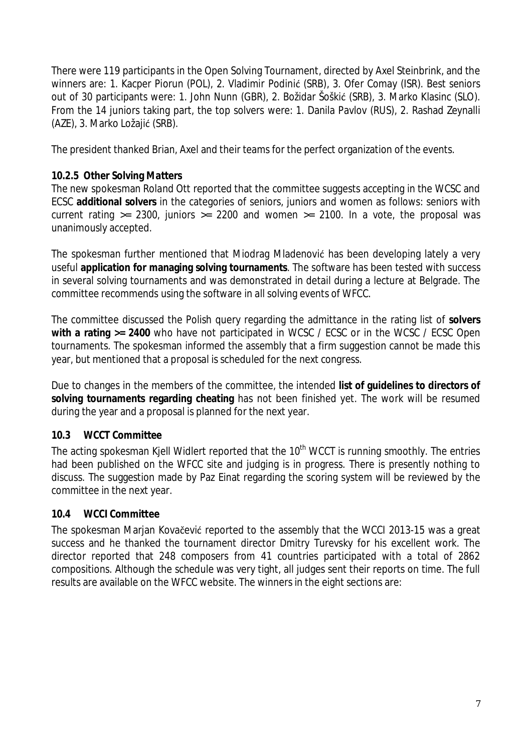There were 119 participants in the Open Solving Tournament, directed by Axel Steinbrink, and the winners are: 1. Kacper Piorun (POL), 2. Vladimir Podinić (SRB), 3. Ofer Comay (ISR). Best seniors out of 30 participants were: 1. John Nunn (GBR), 2. Božidar Šoškić (SRB), 3. Marko Klasinc (SLO). From the 14 juniors taking part, the top solvers were: 1. Danila Pavlov (RUS), 2. Rashad Zeynalli (AZE), 3. Marko Ložajić (SRB).

The president thanked Brian, Axel and their teams for the perfect organization of the events.

#### 10.2.5 Other Solving Matters

The new spokesman Roland Ott reported that the committee suggests accepting in the WCSC and ECSC **additional solvers** in the categories of seniors, juniors and women as follows: seniors with current rating >= 2300, juniors >= 2200 and women >= 2100. In a vote, the proposal was unanimously accepted.

The spokesman further mentioned that Miodrag Mladenović has been developing lately a very useful **application for managing solving tournaments**. The software has been tested with success in several solving tournaments and was demonstrated in detail during a lecture at Belgrade. The committee recommends using the software in all solving events of WFCC.

The committee discussed the Polish query regarding the admittance in the rating list of **solvers with a rating >= 2400** who have not participated in WCSC / ECSC or in the WCSC / ECSC Open tournaments. The spokesman informed the assembly that a firm suggestion cannot be made this year, but mentioned that a proposal is scheduled for the next congress.

Due to changes in the members of the committee, the intended **list of guidelines to directors of solving tournaments regarding cheating** has not been finished yet. The work will be resumed during the year and a proposal is planned for the next year.

### 10.3 WCCT Committee

The acting spokesman Kjell Widlert reported that the 10th WCCT is running smoothly. The entries had been published on the WFCC site and judging is in progress. There is presently nothing to discuss. The suggestion made by Paz Einat regarding the scoring system will be reviewed by the committee in the next year.

### 10.4 WCCI Committee

The spokesman Marjan Kovačević reported to the assembly that the WCCI 2013-15 was a great success and he thanked the tournament director Dmitry Turevsky for his excellent work. The director reported that 248 composers from 41 countries participated with a total of 2862 compositions. Although the schedule was very tight, all judges sent their reports on time. The full results are available on the WFCC website. The winners in the eight sections are: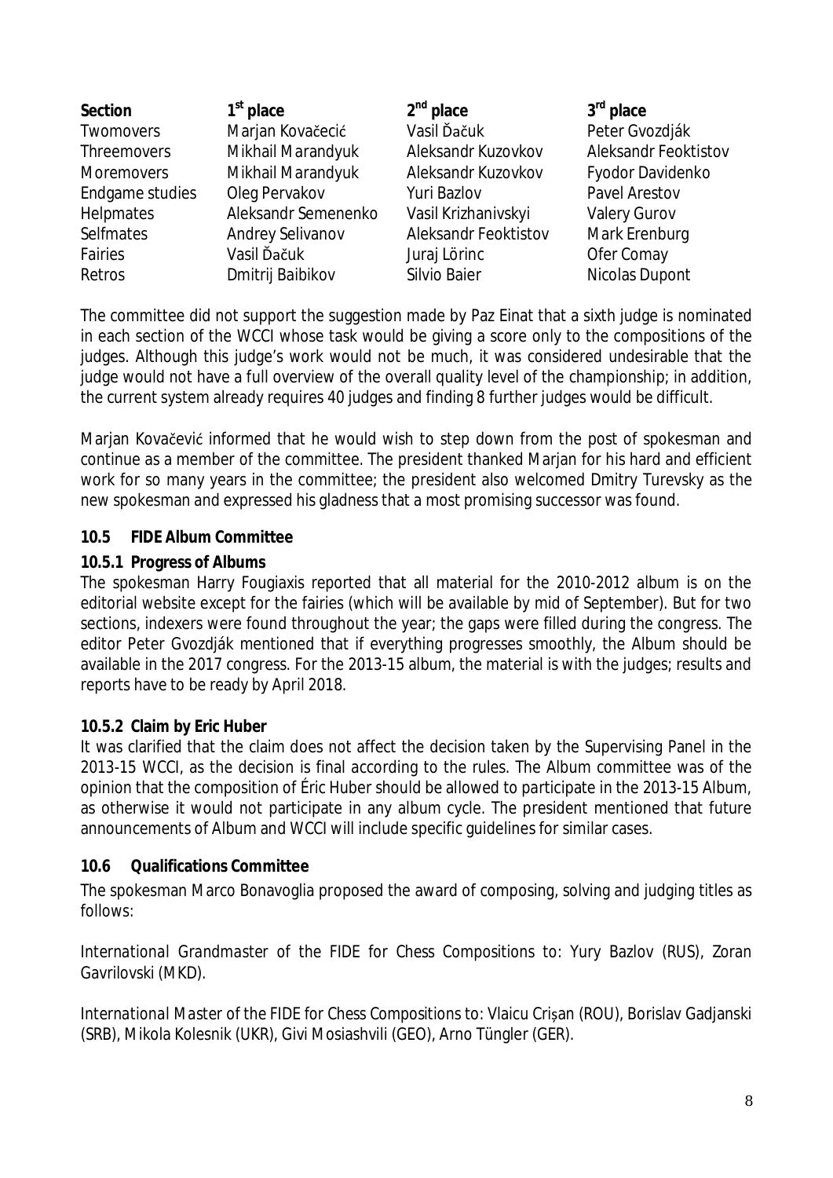| Section | 1st place | 2nd place | 3rd place |
|---|---|---|---|
| Twomovers | Marjan Kovačecić | Vasil Ďačuk | Peter Gvozdják |
| Threemovers | Mikhail Marandyuk | Aleksandr Kuzovkov | Aleksandr Feoktistov |
| Moremovers | Mikhail Marandyuk | Aleksandr Kuzovkov | Fyodor Davidenko |
| Endgame studies | Oleg Pervakov | Yuri Bazlov | Pavel Arestov |
| Helpmates | Aleksandr Semenenko | Vasil Krizhanivskyi | Valery Gurov |
| Selfmates | Andrey Selivanov | Aleksandr Feoktistov | Mark Erenburg |
| Fairies | Vasil Ďačuk | Juraj Lörinc | Ofer Comay |
| Retros | Dmitrij Baibikov | Silvio Baier | Nicolas Dupont |

The committee did not support the suggestion made by Paz Einat that a sixth judge is nominated in each section of the WCCI whose task would be giving a score only to the compositions of the judges. Although this judge's work would not be much, it was considered undesirable that the judge would not have a full overview of the overall quality level of the championship; in addition, the current system already requires 40 judges and finding 8 further judges would be difficult.

Marjan Kovačević informed that he would wish to step down from the post of spokesman and continue as a member of the committee. The president thanked Marjan for his hard and efficient work for so many years in the committee; the president also welcomed Dmitry Turevsky as the new spokesman and expressed his gladness that a most promising successor was found.

### 10.5 FIDE Album Committee

#### 10.5.1 Progress of Albums

The spokesman Harry Fougiaxis reported that all material for the 2010-2012 album is on the editorial website except for the fairies (which will be available by mid of September). But for two sections, indexers were found throughout the year; the gaps were filled during the congress. The editor Peter Gvozdják mentioned that if everything progresses smoothly, the Album should be available in the 2017 congress. For the 2013-15 album, the material is with the judges; results and reports have to be ready by April 2018.

#### 10.5.2 Claim by Eric Huber

It was clarified that the claim does not affect the decision taken by the Supervising Panel in the 2013-15 WCCI, as the decision is final according to the rules. The Album committee was of the opinion that the composition of Éric Huber should be allowed to participate in the 2013-15 Album, as otherwise it would not participate in any album cycle. The president mentioned that future announcements of Album and WCCI will include specific guidelines for similar cases.

### 10.6 Qualifications Committee

The spokesman Marco Bonavoglia proposed the award of composing, solving and judging titles as follows:

*International Grandmaster of the FIDE for Chess Compositions* to: Yury Bazlov (RUS), Zoran Gavrilovski (MKD).

*International Master of the FIDE for Chess Compositions* to: Vlaicu Crișan (ROU), Borislav Gadjanski (SRB), Mikola Kolesnik (UKR), Givi Mosiashvili (GEO), Arno Tüngler (GER).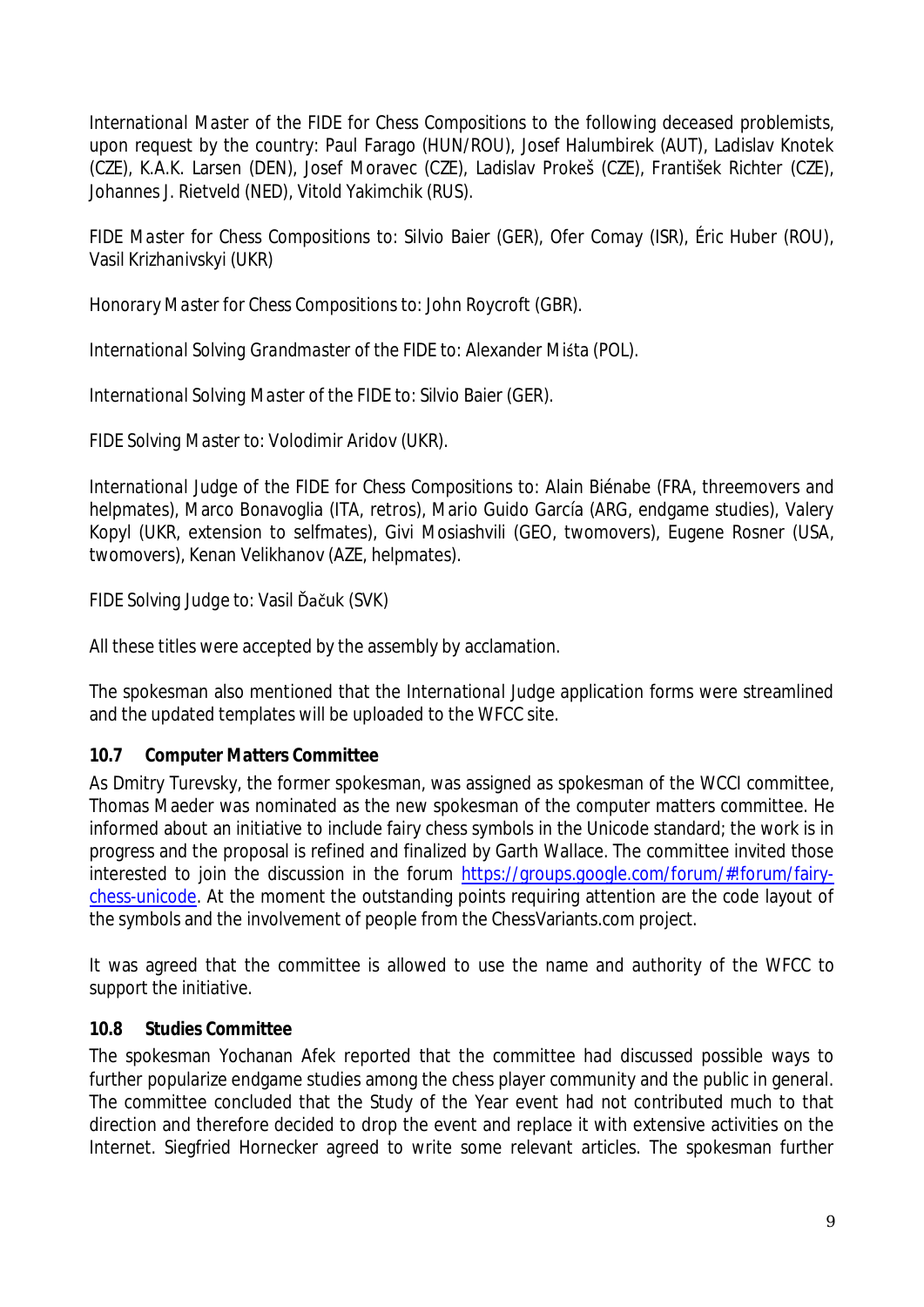*International Master of the FIDE for Chess Compositions* to the following deceased problemists, upon request by the country: Paul Farago (HUN/ROU), Josef Halumbirek (AUT), Ladislav Knotek (CZE), K.A.K. Larsen (DEN), Josef Moravec (CZE), Ladislav Prokeš (CZE), František Richter (CZE), Johannes J. Rietveld (NED), Vitold Yakimchik (RUS).

*FIDE Master for Chess Compositions* to: Silvio Baier (GER), Ofer Comay (ISR), Éric Huber (ROU), Vasil Krizhanivskyi (UKR)

*Honorary Master for Chess Compositions* to: John Roycroft (GBR).

*International Solving Grandmaster of the FIDE* to: Alexander Miśta (POL).

*International Solving Master of the FIDE* to: Silvio Baier (GER).

*FIDE Solving Master* to: Volodimir Aridov (UKR).

*International Judge of the FIDE for Chess Compositions* to: Alain Biénabe (FRA, threemovers and helpmates), Marco Bonavoglia (ITA, retros), Mario Guido García (ARG, endgame studies), Valery Kopyl (UKR, extension to selfmates), Givi Mosiashvili (GEO, twomovers), Eugene Rosner (USA, twomovers), Kenan Velikhanov (AZE, helpmates).

*FIDE Solving Judge* to: Vasil Ďačuk (SVK)

All these titles were accepted by the assembly by acclamation.

The spokesman also mentioned that the International Judge application forms were streamlined and the updated templates will be uploaded to the WFCC site.

### 10.7 Computer Matters Committee

As Dmitry Turevsky, the former spokesman, was assigned as spokesman of the WCCI committee, Thomas Maeder was nominated as the new spokesman of the computer matters committee. He informed about an initiative to include fairy chess symbols in the Unicode standard; the work is in progress and the proposal is refined and finalized by Garth Wallace. The committee invited those interested to join the discussion in the forum [https://groups.google.com/forum/#!forum/fairy-chess-unicode](https://groups.google.com/forum/#!forum/fairy-chess-unicode). At the moment the outstanding points requiring attention are the code layout of the symbols and the involvement of people from the ChessVariants.com project.

It was agreed that the committee is allowed to use the name and authority of the WFCC to support the initiative.

### 10.8 Studies Committee

The spokesman Yochanan Afek reported that the committee had discussed possible ways to further popularize endgame studies among the chess player community and the public in general. The committee concluded that the Study of the Year event had not contributed much to that direction and therefore decided to drop the event and replace it with extensive activities on the Internet. Siegfried Hornecker agreed to write some relevant articles. The spokesman further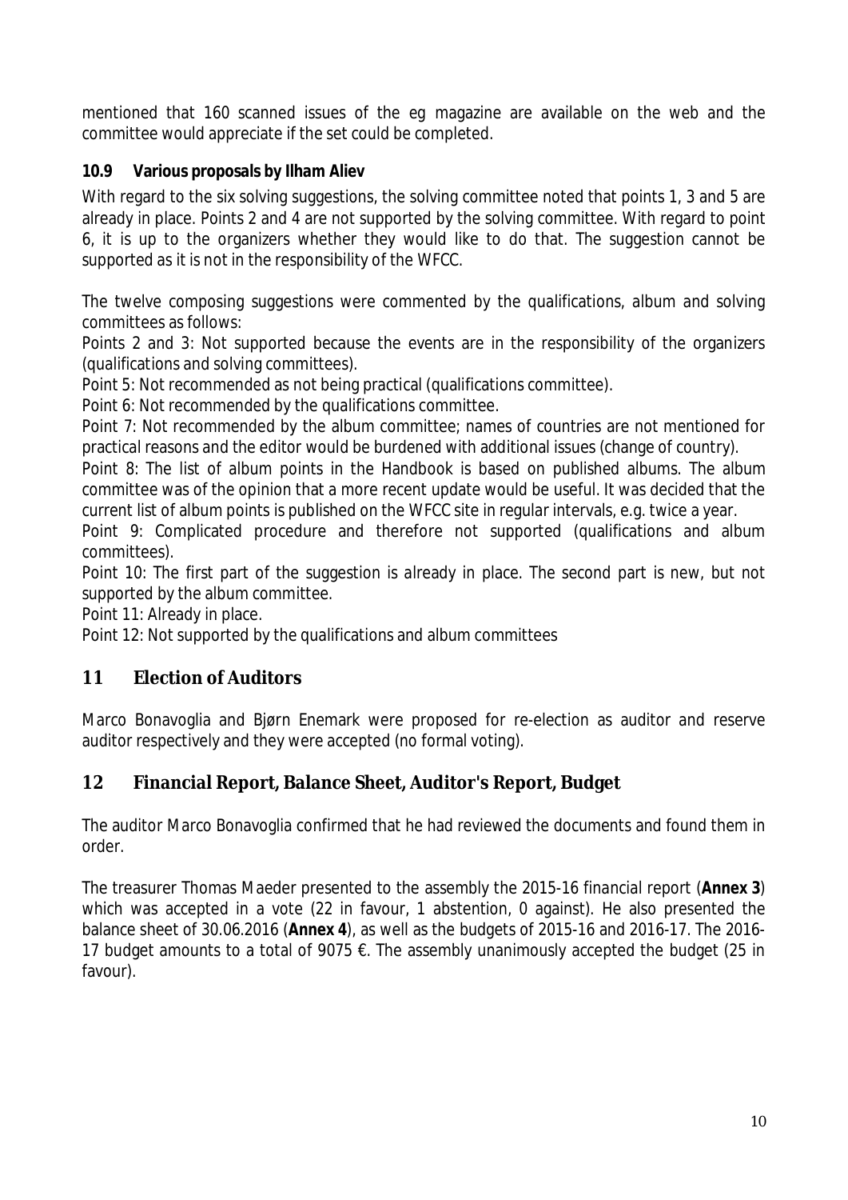mentioned that 160 scanned issues of the eg magazine are available on the web and the committee would appreciate if the set could be completed.

### 10.9 Various proposals by Ilham Aliev

With regard to the six solving suggestions, the solving committee noted that points 1, 3 and 5 are already in place. Points 2 and 4 are not supported by the solving committee. With regard to point 6, it is up to the organizers whether they would like to do that. The suggestion cannot be supported as it is not in the responsibility of the WFCC.

The twelve composing suggestions were commented by the qualifications, album and solving committees as follows:

Points 2 and 3: Not supported because the events are in the responsibility of the organizers (qualifications and solving committees).

Point 5: Not recommended as not being practical (qualifications committee).

Point 6: Not recommended by the qualifications committee.

Point 7: Not recommended by the album committee; names of countries are not mentioned for practical reasons and the editor would be burdened with additional issues (change of country).

Point 8: The list of album points in the Handbook is based on published albums. The album committee was of the opinion that a more recent update would be useful. It was decided that the current list of album points is published on the WFCC site in regular intervals, e.g. twice a year.

Point 9: Complicated procedure and therefore not supported (qualifications and album committees).

Point 10: The first part of the suggestion is already in place. The second part is new, but not supported by the album committee.

Point 11: Already in place.

Point 12: Not supported by the qualifications and album committees

## 11 Election of Auditors

Marco Bonavoglia and Bjørn Enemark were proposed for re-election as auditor and reserve auditor respectively and they were accepted (no formal voting).

## 12 Financial Report, Balance Sheet, Auditor's Report, Budget

The auditor Marco Bonavoglia confirmed that he had reviewed the documents and found them in order.

The treasurer Thomas Maeder presented to the assembly the 2015-16 financial report (**Annex 3**) which was accepted in a vote (22 in favour, 1 abstention, 0 against). He also presented the balance sheet of 30.06.2016 (**Annex 4**), as well as the budgets of 2015-16 and 2016-17. The 2016-17 budget amounts to a total of 9075 €. The assembly unanimously accepted the budget (25 in favour).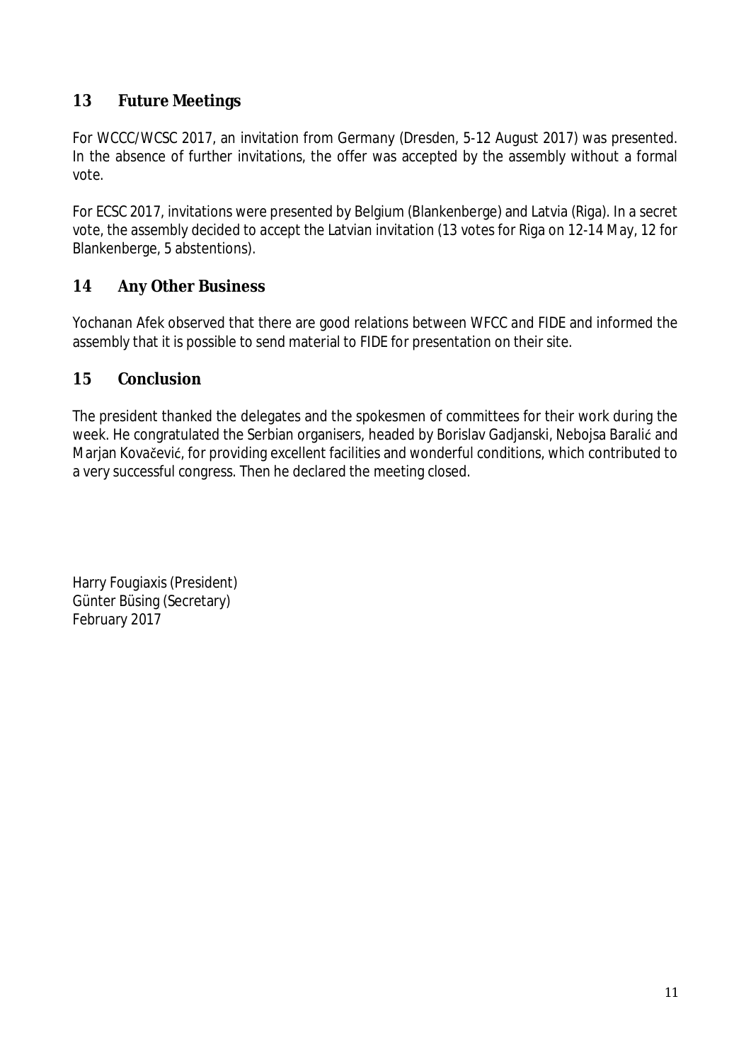## 13 Future Meetings

For WCCC/WCSC 2017, an invitation from Germany (Dresden, 5-12 August 2017) was presented. In the absence of further invitations, the offer was accepted by the assembly without a formal vote.

For ECSC 2017, invitations were presented by Belgium (Blankenberge) and Latvia (Riga). In a secret vote, the assembly decided to accept the Latvian invitation (13 votes for Riga on 12-14 May, 12 for Blankenberge, 5 abstentions).

## 14 Any Other Business

Yochanan Afek observed that there are good relations between WFCC and FIDE and informed the assembly that it is possible to send material to FIDE for presentation on their site.

## 15 Conclusion

The president thanked the delegates and the spokesmen of committees for their work during the week. He congratulated the Serbian organisers, headed by Borislav Gadjanski, Nebojsa Baralić and Marjan Kovačević, for providing excellent facilities and wonderful conditions, which contributed to a very successful congress. Then he declared the meeting closed.

Harry Fougiaxis (President)
Günter Büsing (Secretary)
February 2017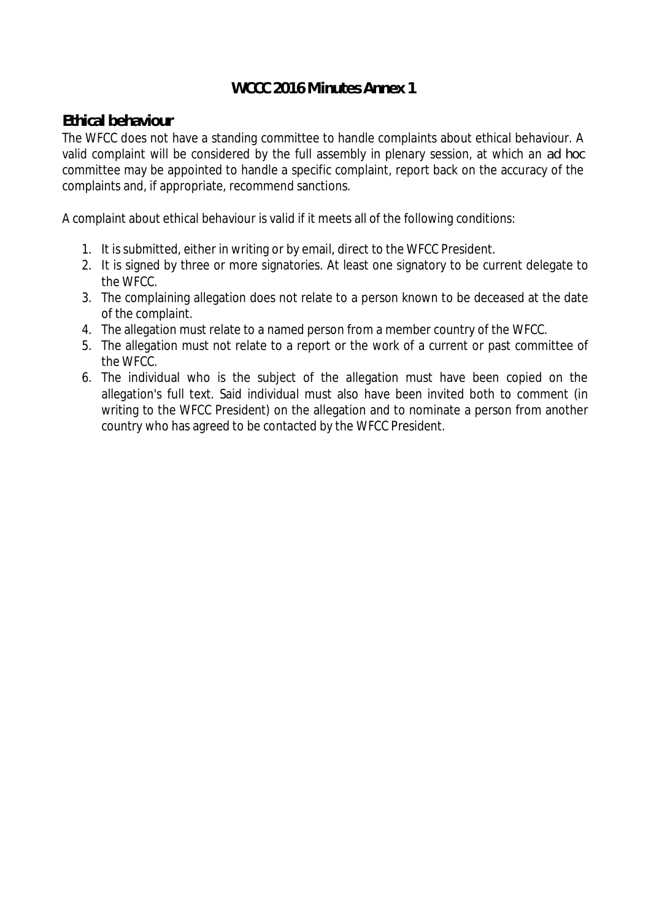# WCCC 2016 Minutes Annex 1

## Ethical behaviour

The WFCC does not have a standing committee to handle complaints about ethical behaviour. A valid complaint will be considered by the full assembly in plenary session, at which an *ad hoc* committee may be appointed to handle a specific complaint, report back on the accuracy of the complaints and, if appropriate, recommend sanctions.

A complaint about ethical behaviour is valid if it meets all of the following conditions:

1. It is submitted, either in writing or by email, direct to the WFCC President.
2. It is signed by three or more signatories. At least one signatory to be current delegate to the WFCC.
3. The complaining allegation does not relate to a person known to be deceased at the date of the complaint.
4. The allegation must relate to a named person from a member country of the WFCC.
5. The allegation must not relate to a report or the work of a current or past committee of the WFCC.
6. The individual who is the subject of the allegation must have been copied on the allegation's full text. Said individual must also have been invited both to comment (in writing to the WFCC President) on the allegation and to nominate a person from another country who has agreed to be contacted by the WFCC President.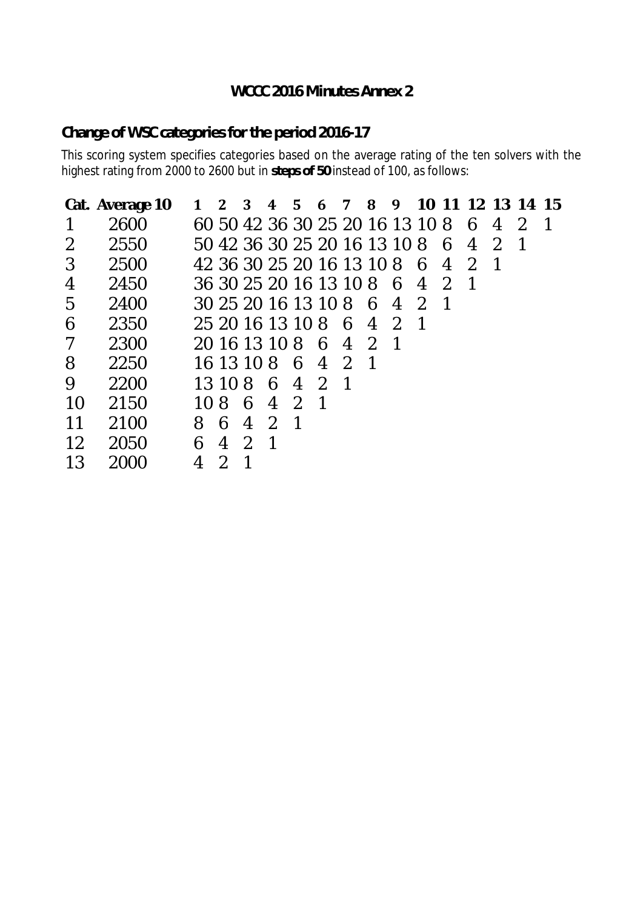**WCCC 2016 Minutes Annex 2**

**Change of WSC categories for the period 2016-17**

This scoring system specifies categories based on the average rating of the ten solvers with the highest rating from 2000 to 2600 but in **steps of 50** instead of 100, as follows:

| Cat. | Average 10 | 1 | 2 | 3 | 4 | 5 | 6 | 7 | 8 | 9 | 10 | 11 | 12 | 13 | 14 | 15 |
|---|---|---|---|---|---|---|---|---|---|---|---|---|---|---|---|---|
| 1 | 2600 | 60 | 50 | 42 | 36 | 30 | 25 | 20 | 16 | 13 | 10 | 8 | 6 | 4 | 2 | 1 |
| 2 | 2550 | 50 | 42 | 36 | 30 | 25 | 20 | 16 | 13 | 10 | 8 | 6 | 4 | 2 | 1 | |
| 3 | 2500 | 42 | 36 | 30 | 25 | 20 | 16 | 13 | 10 | 8 | 6 | 4 | 2 | 1 | | |
| 4 | 2450 | 36 | 30 | 25 | 20 | 16 | 13 | 10 | 8 | 6 | 4 | 2 | 1 | | | |
| 5 | 2400 | 30 | 25 | 20 | 16 | 13 | 10 | 8 | 6 | 4 | 2 | 1 | | | | |
| 6 | 2350 | 25 | 20 | 16 | 13 | 10 | 8 | 6 | 4 | 2 | 1 | | | | | |
| 7 | 2300 | 20 | 16 | 13 | 10 | 8 | 6 | 4 | 2 | 1 | | | | | | |
| 8 | 2250 | 16 | 13 | 10 | 8 | 6 | 4 | 2 | 1 | | | | | | | |
| 9 | 2200 | 13 | 10 | 8 | 6 | 4 | 2 | 1 | | | | | | | | |
| 10 | 2150 | 10 | 8 | 6 | 4 | 2 | 1 | | | | | | | | | |
| 11 | 2100 | 8 | 6 | 4 | 2 | 1 | | | | | | | | | | |
| 12 | 2050 | 6 | 4 | 2 | 1 | | | | | | | | | | | |
| 13 | 2000 | 4 | 2 | 1 | | | | | | | | | | | | |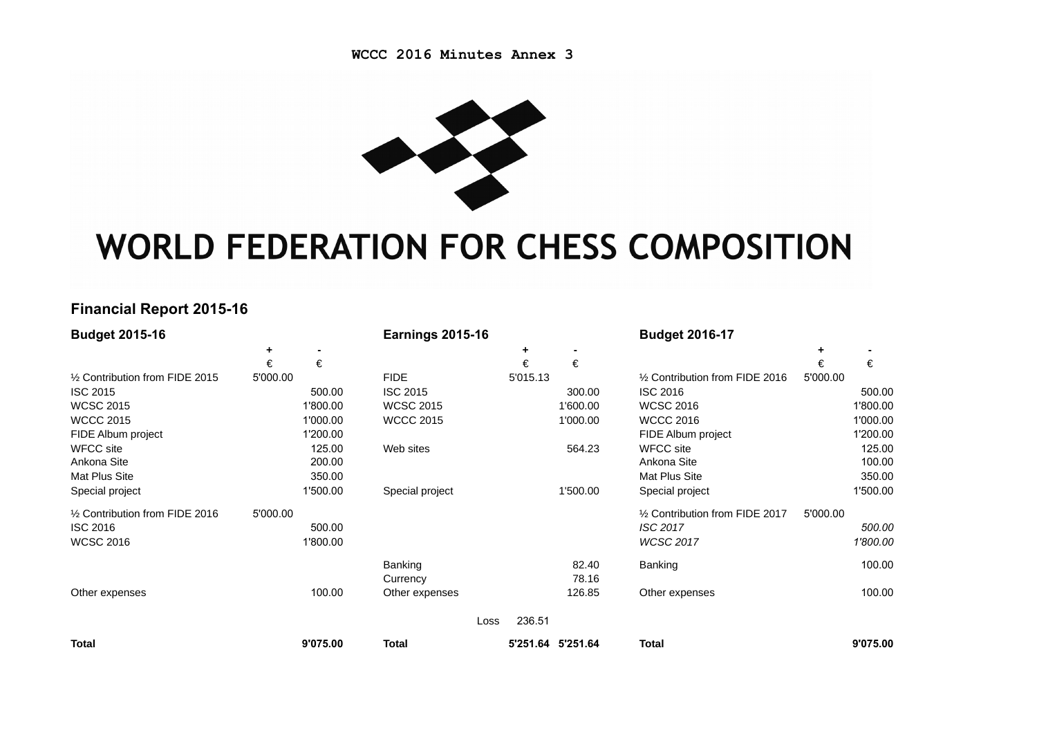WCCC 2016 Minutes Annex 3

# WORLD FEDERATION FOR CHESS COMPOSITION

## Financial Report 2015-16

| Budget 2015-16 | + | - | Earnings 2015-16 | + | - | Budget 2016-17 | + | - |
|---|---|---|---|---|---|---|---|---|
| | € | € | | € | € | | € | € |
| ½ Contribution from FIDE 2015 | 5'000.00 | | FIDE | 5'015.13 | | ½ Contribution from FIDE 2016 | 5'000.00 | |
| ISC 2015 | | 500.00 | ISC 2015 | | 300.00 | ISC 2016 | | 500.00 |
| WCSC 2015 | | 1'800.00 | WCSC 2015 | | 1'600.00 | WCSC 2016 | | 1'800.00 |
| WCCC 2015 | | 1'000.00 | WCCC 2015 | | 1'000.00 | WCCC 2016 | | 1'000.00 |
| FIDE Album project | | 1'200.00 | | | | FIDE Album project | | 1'200.00 |
| WFCC site | | 125.00 | Web sites | | 564.23 | WFCC site | | 125.00 |
| Ankona Site | | 200.00 | | | | Ankona Site | | 100.00 |
| Mat Plus Site | | 350.00 | | | | Mat Plus Site | | 350.00 |
| Special project | | 1'500.00 | Special project | | 1'500.00 | Special project | | 1'500.00 |
| ½ Contribution from FIDE 2016 | 5'000.00 | | | | | ½ Contribution from FIDE 2017 | 5'000.00 | |
| ISC 2016 | | 500.00 | | | | *ISC 2017* | | *500.00* |
| WCSC 2016 | | 1'800.00 | | | | *WCSC 2017* | | *1'800.00* |
| | | | Banking | | 82.40 | Banking | | 100.00 |
| | | | Currency | | 78.16 | | | |
| Other expenses | | 100.00 | Other expenses | | 126.85 | Other expenses | | 100.00 |
| | | | Loss | 236.51 | | | | |
| **Total** | | **9'075.00** | **Total** | **5'251.64** | **5'251.64** | **Total** | | **9'075.00** |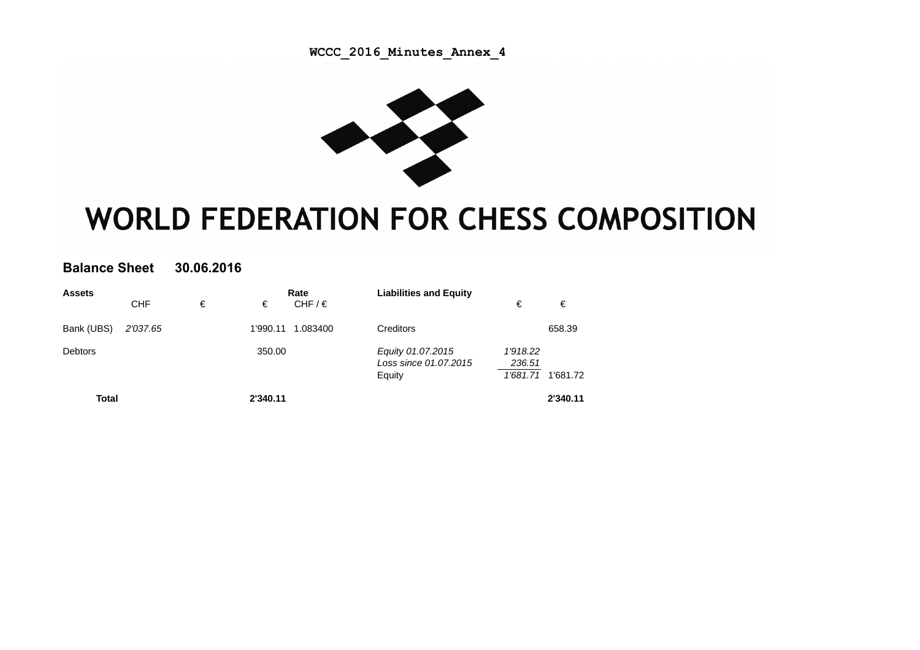WCCC_2016_Minutes_Annex_4

# WORLD FEDERATION FOR CHESS COMPOSITION

## Balance Sheet 30.06.2016

| **Assets** | | | | **Rate** | **Liabilities and Equity** | | |
|---|---|---|---|---|---|---|---|
| | CHF | € | € | CHF / € | | € | € |
| Bank (UBS) | *2'037.65* | | 1'990.11 | 1.083400 | Creditors | | 658.39 |
| Debtors | | | 350.00 | | *Equity 01.07.2015* | *1'918.22* | |
| | | | | | *Loss since 01.07.2015* | *236.51* | |
| | | | | | Equity | *1'681.71* | 1'681.72 |
| **Total** | | | **2'340.11** | | | | **2'340.11** |